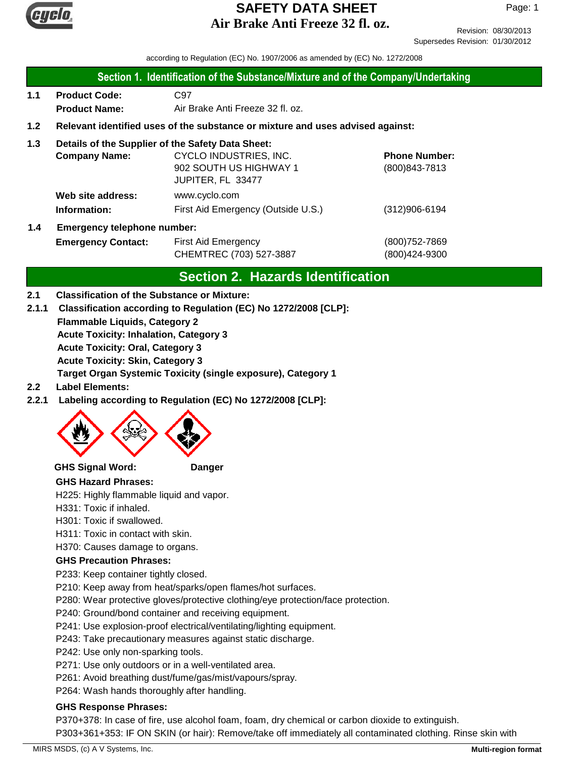# SAFETY DATA SHEET
# Air Brake Anti Freeze 32 fl. oz.

Revision: 08/30/2013
Supersedes Revision: 01/30/2012

according to Regulation (EC) No. 1907/2006 as amended by (EC) No. 1272/2008

## Section 1. Identification of the Substance/Mixture and of the Company/Undertaking

**1.1** **Product Code:** C97
**Product Name:** Air Brake Anti Freeze 32 fl. oz.

**1.2** **Relevant identified uses of the substance or mixture and uses advised against:**

**1.3** **Details of the Supplier of the Safety Data Sheet:**

**Company Name:** CYCLO INDUSTRIES, INC.
902 SOUTH US HIGHWAY 1
JUPITER, FL 33477

**Phone Number:** (800)843-7813

**Web site address:** www.cyclo.com

**Information:** First Aid Emergency (Outside U.S.) (312)906-6194

**1.4** **Emergency telephone number:**

**Emergency Contact:** First Aid Emergency (800)752-7869
CHEMTREC (703) 527-3887 (800)424-9300

## Section 2. Hazards Identification

**2.1** **Classification of the Substance or Mixture:**

**2.1.1** **Classification according to Regulation (EC) No 1272/2008 [CLP]:**

**Flammable Liquids, Category 2**
**Acute Toxicity: Inhalation, Category 3**
**Acute Toxicity: Oral, Category 3**
**Acute Toxicity: Skin, Category 3**
**Target Organ Systemic Toxicity (single exposure), Category 1**

**2.2** **Label Elements:**

**2.2.1** **Labeling according to Regulation (EC) No 1272/2008 [CLP]:**

**GHS Signal Word:** **Danger**

**GHS Hazard Phrases:**

H225: Highly flammable liquid and vapor.
H331: Toxic if inhaled.
H301: Toxic if swallowed.
H311: Toxic in contact with skin.
H370: Causes damage to organs.

**GHS Precaution Phrases:**

P233: Keep container tightly closed.
P210: Keep away from heat/sparks/open flames/hot surfaces.
P280: Wear protective gloves/protective clothing/eye protection/face protection.
P240: Ground/bond container and receiving equipment.
P241: Use explosion-proof electrical/ventilating/lighting equipment.
P243: Take precautionary measures against static discharge.
P242: Use only non-sparking tools.
P271: Use only outdoors or in a well-ventilated area.
P261: Avoid breathing dust/fume/gas/mist/vapours/spray.
P264: Wash hands thoroughly after handling.

**GHS Response Phrases:**

P370+378: In case of fire, use alcohol foam, foam, dry chemical or carbon dioxide to extinguish.
P303+361+353: IF ON SKIN (or hair): Remove/take off immediately all contaminated clothing. Rinse skin with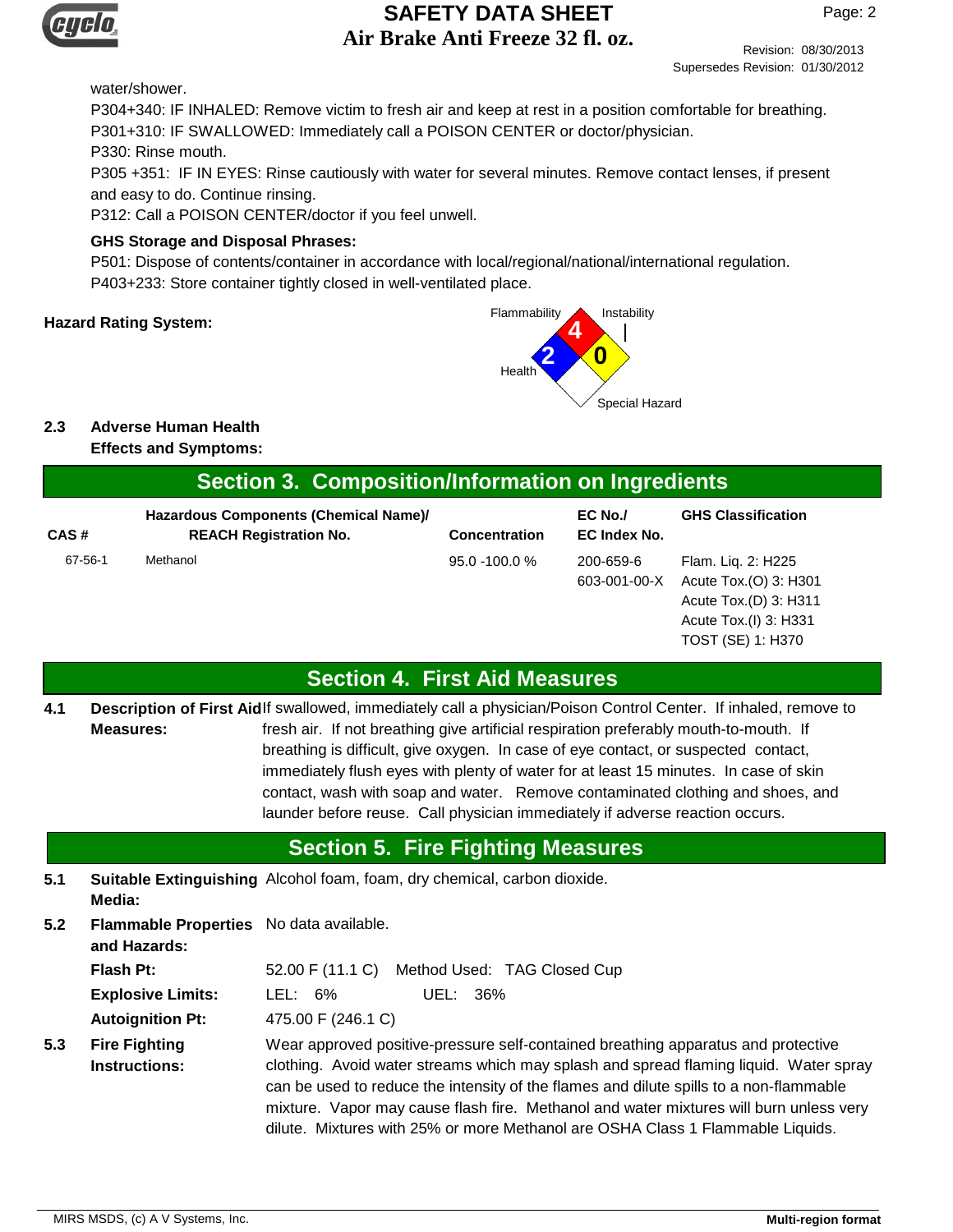water/shower.

P304+340: IF INHALED: Remove victim to fresh air and keep at rest in a position comfortable for breathing.

P301+310: IF SWALLOWED: Immediately call a POISON CENTER or doctor/physician.

P330: Rinse mouth.

P305 +351: IF IN EYES: Rinse cautiously with water for several minutes. Remove contact lenses, if present and easy to do. Continue rinsing.

P312: Call a POISON CENTER/doctor if you feel unwell.

**GHS Storage and Disposal Phrases:**

P501: Dispose of contents/container in accordance with local/regional/national/international regulation.

P403+233: Store container tightly closed in well-ventilated place.

**Hazard Rating System:**

Flammability: 4
Health: 2
Instability: 0
Special Hazard:

**2.3 Adverse Human Health Effects and Symptoms:**

## Section 3. Composition/Information on Ingredients

| CAS # | Hazardous Components (Chemical Name)/ REACH Registration No. | Concentration | EC No./ EC Index No. | GHS Classification |
|---|---|---|---|---|
| 67-56-1 | Methanol | 95.0 -100.0 % | 200-659-6 603-001-00-X | Flam. Liq. 2: H225 Acute Tox.(O) 3: H301 Acute Tox.(D) 3: H311 Acute Tox.(I) 3: H331 TOST (SE) 1: H370 |

## Section 4. First Aid Measures

**4.1 Description of First Aid Measures:** If swallowed, immediately call a physician/Poison Control Center. If inhaled, remove to fresh air. If not breathing give artificial respiration preferably mouth-to-mouth. If breathing is difficult, give oxygen. In case of eye contact, or suspected contact, immediately flush eyes with plenty of water for at least 15 minutes. In case of skin contact, wash with soap and water. Remove contaminated clothing and shoes, and launder before reuse. Call physician immediately if adverse reaction occurs.

## Section 5. Fire Fighting Measures

**5.1 Suitable Extinguishing Media:** Alcohol foam, foam, dry chemical, carbon dioxide.

**5.2 Flammable Properties and Hazards:** No data available.

**Flash Pt:** 52.00 F (11.1 C) Method Used: TAG Closed Cup

**Explosive Limits:** LEL: 6% UEL: 36%

**Autoignition Pt:** 475.00 F (246.1 C)

**5.3 Fire Fighting Instructions:** Wear approved positive-pressure self-contained breathing apparatus and protective clothing. Avoid water streams which may splash and spread flaming liquid. Water spray can be used to reduce the intensity of the flames and dilute spills to a non-flammable mixture. Vapor may cause flash fire. Methanol and water mixtures will burn unless very dilute. Mixtures with 25% or more Methanol are OSHA Class 1 Flammable Liquids.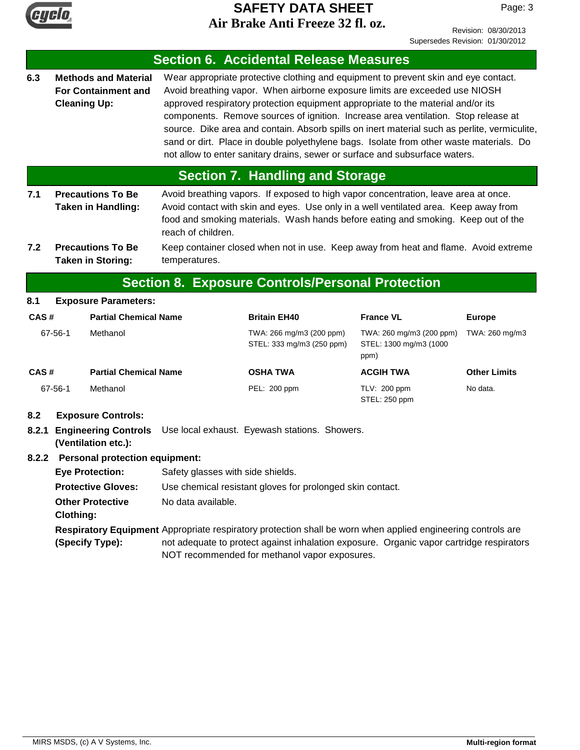## Section 6. Accidental Release Measures

**6.3 Methods and Material For Containment and Cleaning Up:** Wear appropriate protective clothing and equipment to prevent skin and eye contact. Avoid breathing vapor. When airborne exposure limits are exceeded use NIOSH approved respiratory protection equipment appropriate to the material and/or its components. Remove sources of ignition. Increase area ventilation. Stop release at source. Dike area and contain. Absorb spills on inert material such as perlite, vermiculite, sand or dirt. Place in double polyethylene bags. Isolate from other waste materials. Do not allow to enter sanitary drains, sewer or surface and subsurface waters.

## Section 7. Handling and Storage

**7.1 Precautions To Be Taken in Handling:** Avoid breathing vapors. If exposed to high vapor concentration, leave area at once. Avoid contact with skin and eyes. Use only in a well ventilated area. Keep away from food and smoking materials. Wash hands before eating and smoking. Keep out of the reach of children.

**7.2 Precautions To Be Taken in Storing:** Keep container closed when not in use. Keep away from heat and flame. Avoid extreme temperatures.

## Section 8. Exposure Controls/Personal Protection

**8.1 Exposure Parameters:**

| CAS # | Partial Chemical Name | Britain EH40 | France VL | Europe |
|---|---|---|---|---|
| 67-56-1 | Methanol | TWA: 266 mg/m3 (200 ppm) STEL: 333 mg/m3 (250 ppm) | TWA: 260 mg/m3 (200 ppm) STEL: 1300 mg/m3 (1000 ppm) | TWA: 260 mg/m3 |

| CAS # | Partial Chemical Name | OSHA TWA | ACGIH TWA | Other Limits |
|---|---|---|---|---|
| 67-56-1 | Methanol | PEL: 200 ppm | TLV: 200 ppm STEL: 250 ppm | No data. |

**8.2 Exposure Controls:**

**8.2.1 Engineering Controls (Ventilation etc.):** Use local exhaust. Eyewash stations. Showers.

**8.2.2 Personal protection equipment:**

**Eye Protection:** Safety glasses with side shields.

**Protective Gloves:** Use chemical resistant gloves for prolonged skin contact.

**Other Protective Clothing:** No data available.

**Respiratory Equipment (Specify Type):** Appropriate respiratory protection shall be worn when applied engineering controls are not adequate to protect against inhalation exposure. Organic vapor cartridge respirators NOT recommended for methanol vapor exposures.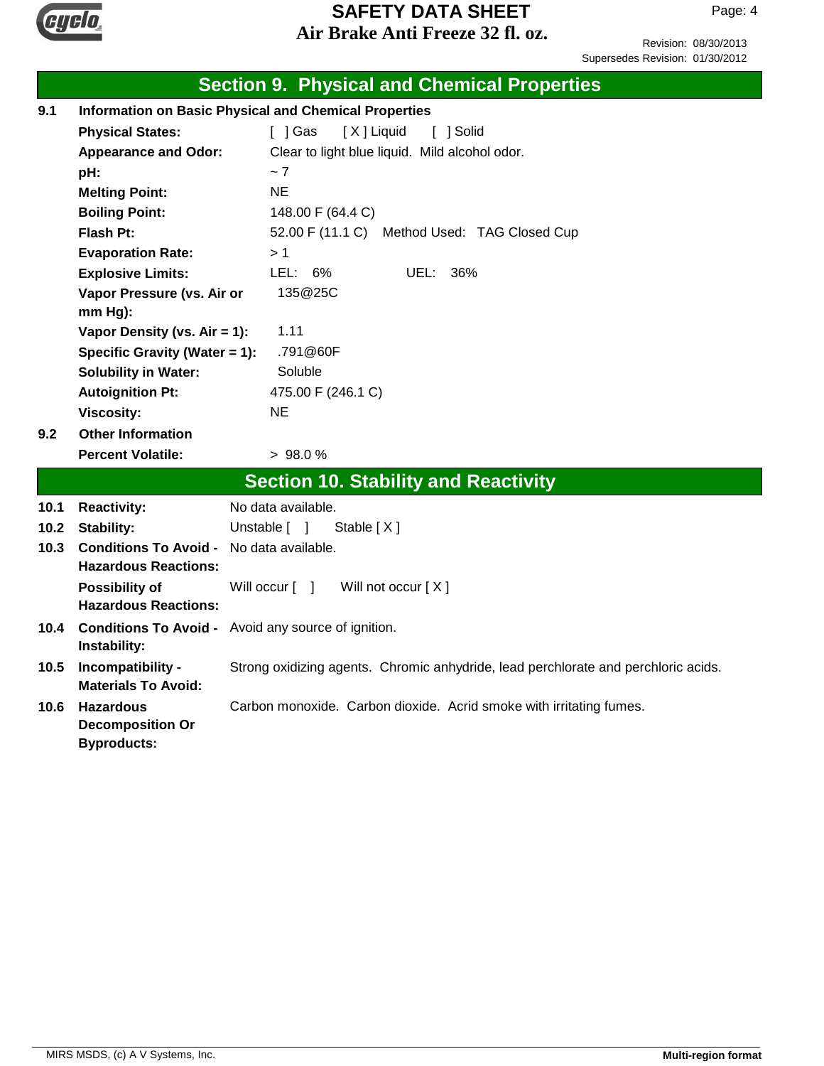## Section 9. Physical and Chemical Properties

**9.1 Information on Basic Physical and Chemical Properties**

| | |
|---|---|
| **Physical States:** | [ ] Gas [ X ] Liquid [ ] Solid |
| **Appearance and Odor:** | Clear to light blue liquid. Mild alcohol odor. |
| **pH:** | ~ 7 |
| **Melting Point:** | NE |
| **Boiling Point:** | 148.00 F (64.4 C) |
| **Flash Pt:** | 52.00 F (11.1 C) Method Used: TAG Closed Cup |
| **Evaporation Rate:** | > 1 |
| **Explosive Limits:** | LEL: 6% UEL: 36% |
| **Vapor Pressure (vs. Air or mm Hg):** | 135@25C |
| **Vapor Density (vs. Air = 1):** | 1.11 |
| **Specific Gravity (Water = 1):** | .791@60F |
| **Solubility in Water:** | Soluble |
| **Autoignition Pt:** | 475.00 F (246.1 C) |
| **Viscosity:** | NE |

**9.2 Other Information**

| | |
|---|---|
| **Percent Volatile:** | > 98.0 % |

## Section 10. Stability and Reactivity

| | | |
|---|---|---|
| **10.1** | **Reactivity:** | No data available. |
| **10.2** | **Stability:** | Unstable [ ] Stable [ X ] |
| **10.3** | **Conditions To Avoid - Hazardous Reactions:** | No data available. |
| | **Possibility of Hazardous Reactions:** | Will occur [ ] Will not occur [ X ] |
| **10.4** | **Conditions To Avoid - Instability:** | Avoid any source of ignition. |
| **10.5** | **Incompatibility - Materials To Avoid:** | Strong oxidizing agents. Chromic anhydride, lead perchlorate and perchloric acids. |
| **10.6** | **Hazardous Decomposition Or Byproducts:** | Carbon monoxide. Carbon dioxide. Acrid smoke with irritating fumes. |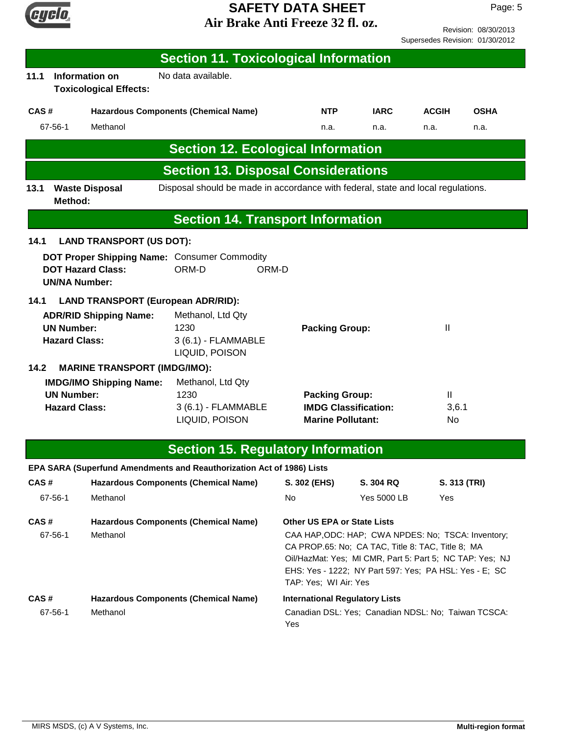## Section 11. Toxicological Information

**11.1 Information on Toxicological Effects:** No data available.

| CAS # | Hazardous Components (Chemical Name) | NTP | IARC | ACGIH | OSHA |
|---|---|---|---|---|---|
| 67-56-1 | Methanol | n.a. | n.a. | n.a. | n.a. |

## Section 12. Ecological Information

## Section 13. Disposal Considerations

**13.1 Waste Disposal Method:** Disposal should be made in accordance with federal, state and local regulations.

## Section 14. Transport Information

**14.1 LAND TRANSPORT (US DOT):**

**DOT Proper Shipping Name:** Consumer Commodity
**DOT Hazard Class:** ORM-D ORM-D
**UN/NA Number:**

**14.1 LAND TRANSPORT (European ADR/RID):**

**ADR/RID Shipping Name:** Methanol, Ltd Qty
**UN Number:** 1230
**Hazard Class:** 3 (6.1) - FLAMMABLE LIQUID, POISON
**Packing Group:** II

**14.2 MARINE TRANSPORT (IMDG/IMO):**

**IMDG/IMO Shipping Name:** Methanol, Ltd Qty
**UN Number:** 1230
**Hazard Class:** 3 (6.1) - FLAMMABLE LIQUID, POISON
**Packing Group:** II
**IMDG Classification:** 3,6.1
**Marine Pollutant:** No

## Section 15. Regulatory Information

**EPA SARA (Superfund Amendments and Reauthorization Act of 1986) Lists**

| CAS # | Hazardous Components (Chemical Name) | S. 302 (EHS) | S. 304 RQ | S. 313 (TRI) |
|---|---|---|---|---|
| 67-56-1 | Methanol | No | Yes 5000 LB | Yes |

| CAS # | Hazardous Components (Chemical Name) | Other US EPA or State Lists |
|---|---|---|
| 67-56-1 | Methanol | CAA HAP,ODC: HAP; CWA NPDES: No; TSCA: Inventory; CA PROP.65: No; CA TAC, Title 8: TAC, Title 8; MA Oil/HazMat: Yes; MI CMR, Part 5: Part 5; NC TAP: Yes; NJ EHS: Yes - 1222; NY Part 597: Yes; PA HSL: Yes - E; SC TAP: Yes; WI Air: Yes |

| CAS # | Hazardous Components (Chemical Name) | International Regulatory Lists |
|---|---|---|
| 67-56-1 | Methanol | Canadian DSL: Yes; Canadian NDSL: No; Taiwan TCSCA: Yes |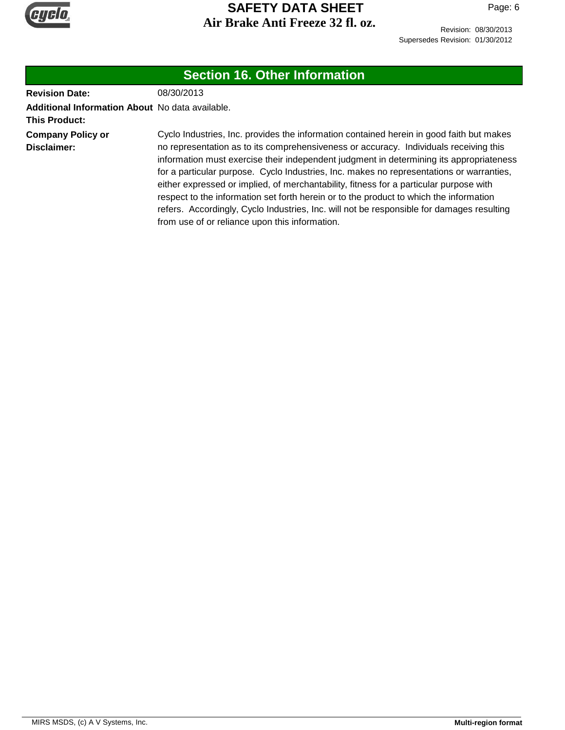## Section 16. Other Information

**Revision Date:** 08/30/2013

**Additional Information About This Product:** No data available.

**Company Policy or Disclaimer:** Cyclo Industries, Inc. provides the information contained herein in good faith but makes no representation as to its comprehensiveness or accuracy. Individuals receiving this information must exercise their independent judgment in determining its appropriateness for a particular purpose. Cyclo Industries, Inc. makes no representations or warranties, either expressed or implied, of merchantability, fitness for a particular purpose with respect to the information set forth herein or to the product to which the information refers. Accordingly, Cyclo Industries, Inc. will not be responsible for damages resulting from use of or reliance upon this information.